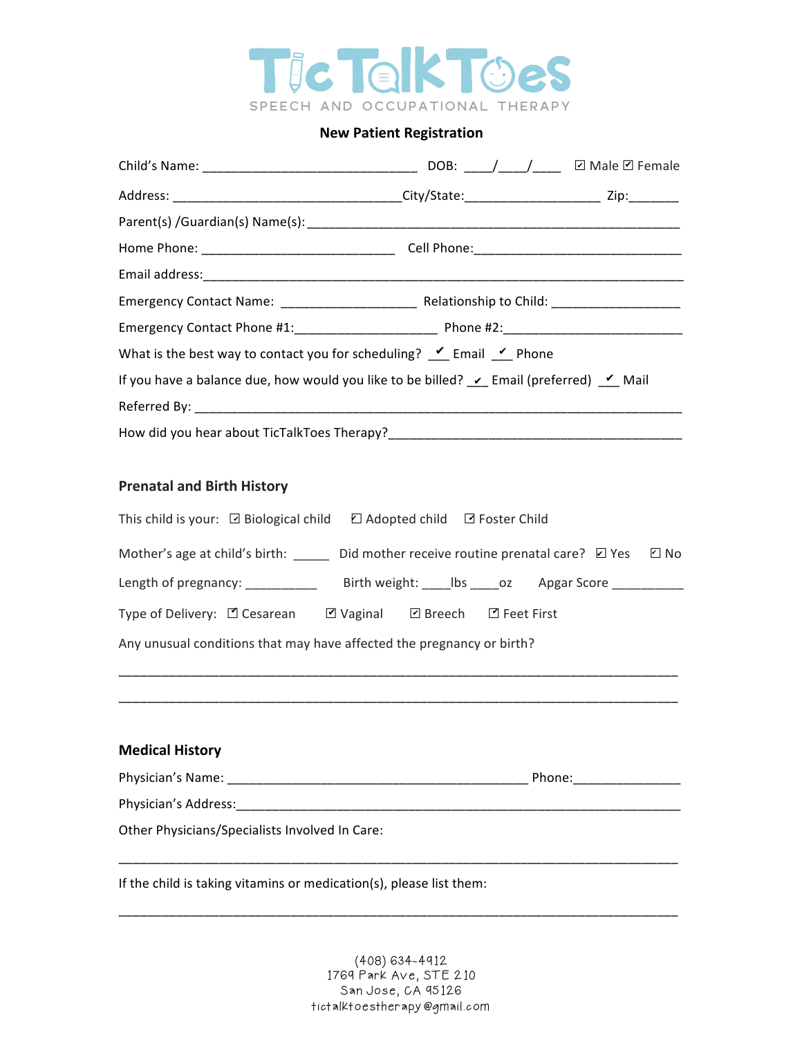# TicTalkToes

SPEECH AND OCCUPATIONAL THERAPY

## New Patient Registration

Child's Name: ______________________________ DOB: ____/____/____ ☑ Male ☑ Female

Address: ________________________________City/State:___________________ Zip:_______

Parent(s) /Guardian(s) Name(s): ___________________________________________________

Home Phone: ___________________________ Cell Phone:_____________________________

Email address:_____________________________________________________________________

Emergency Contact Name: ___________________ Relationship to Child: _________________

Emergency Contact Phone #1:____________________ Phone #2:________________________

What is the best way to contact you for scheduling? _✓_ Email _✓_ Phone

If you have a balance due, how would you like to be billed? _✓_ Email (preferred) _✓_ Mail

Referred By: ______________________________________________________________________

How did you hear about TicTalkToes Therapy?_________________________________________

### Prenatal and Birth History

This child is your: ☑ Biological child ☑ Adopted child ☑ Foster Child

Mother's age at child's birth: _____ Did mother receive routine prenatal care? ☑ Yes ☑ No

Length of pregnancy: __________ Birth weight: ____lbs ____oz Apgar Score __________

Type of Delivery: ☑ Cesarean ☑ Vaginal ☑ Breech ☑ Feet First

Any unusual conditions that may have affected the pregnancy or birth?

_____________________________________________________________________________

_____________________________________________________________________________

### Medical History

Physician's Name: ___________________________________________ Phone:_______________

Physician's Address:________________________________________________________________

Other Physicians/Specialists Involved In Care:

_____________________________________________________________________________

If the child is taking vitamins or medication(s), please list them:

_____________________________________________________________________________

(408) 634-4912
1769 Park Ave, STE 210
San Jose, CA 95126
tictalktoestherapy@gmail.com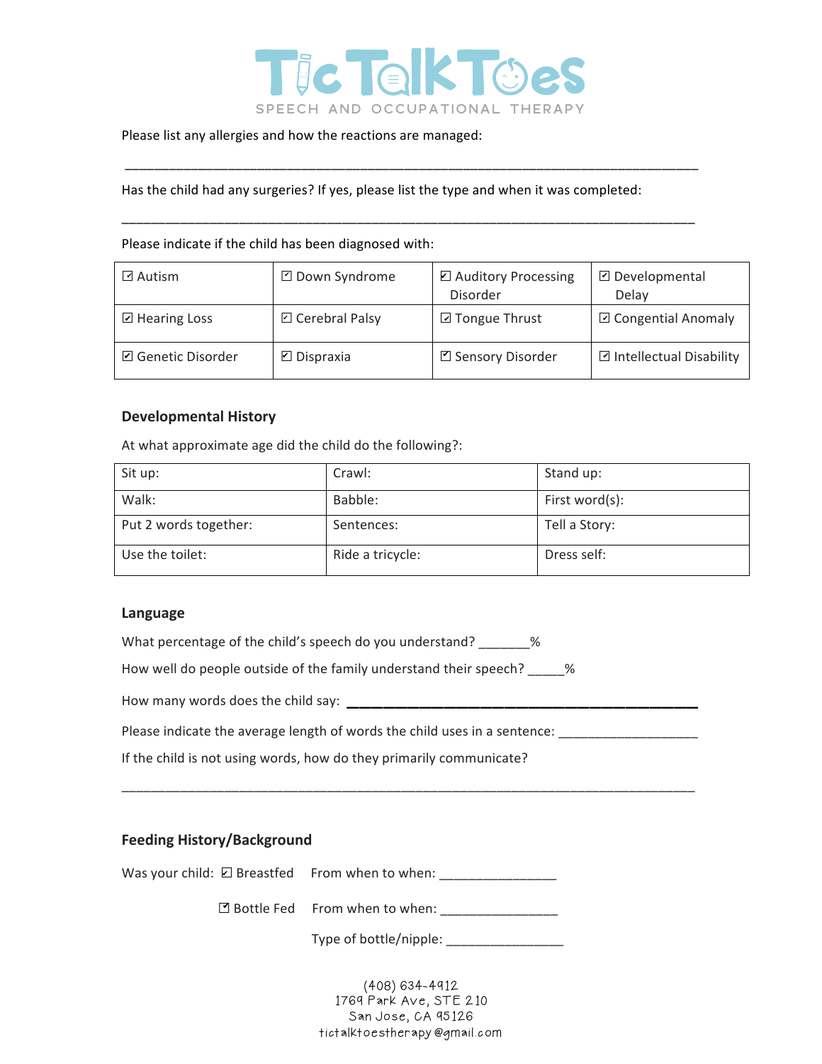Please list any allergies and how the reactions are managed:

________________________________________________________________________________

Has the child had any surgeries? If yes, please list the type and when it was completed:

________________________________________________________________________________

Please indicate if the child has been diagnosed with:

| | | | |
|---|---|---|---|
| ☐ Autism | ☐ Down Syndrome | ☐ Auditory Processing Disorder | ☐ Developmental Delay |
| ☐ Hearing Loss | ☐ Cerebral Palsy | ☐ Tongue Thrust | ☐ Congential Anomaly |
| ☐ Genetic Disorder | ☐ Dispraxia | ☐ Sensory Disorder | ☐ Intellectual Disability |

### Developmental History

At what approximate age did the child do the following?:

| | | |
|---|---|---|
| Sit up: | Crawl: | Stand up: |
| Walk: | Babble: | First word(s): |
| Put 2 words together: | Sentences: | Tell a Story: |
| Use the toilet: | Ride a tricycle: | Dress self: |

### Language

What percentage of the child's speech do you understand? _______%

How well do people outside of the family understand their speech? _____%

How many words does the child say: ________________________________________

Please indicate the average length of words the child uses in a sentence: __________________

If the child is not using words, how do they primarily communicate?

________________________________________________________________________________

### Feeding History/Background

Was your child: ☐ Breastfed  From when to when: _______________

☐ Bottle Fed  From when to when: _______________

Type of bottle/nipple: _______________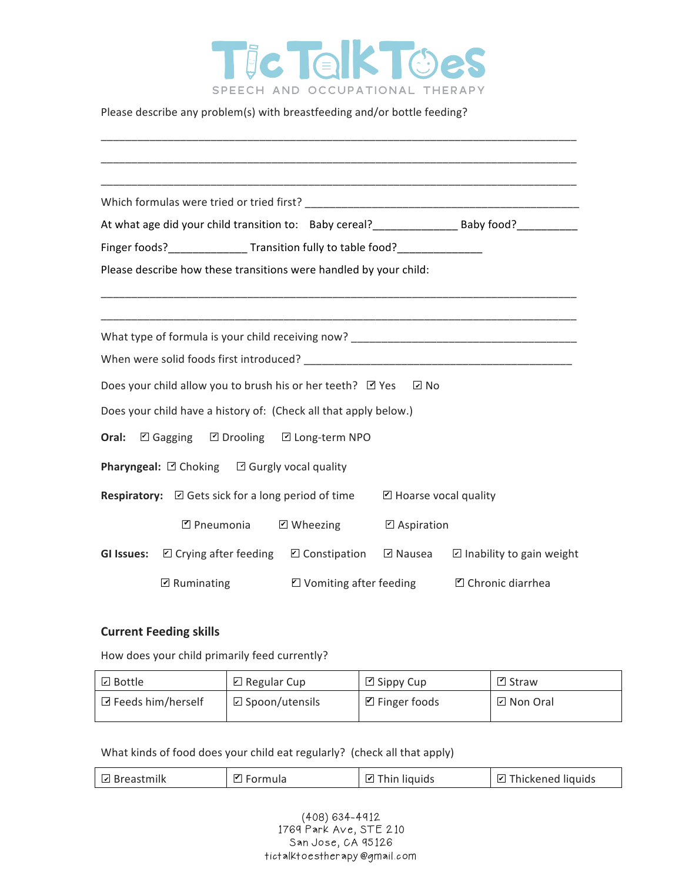# TicTalkToes

SPEECH AND OCCUPATIONAL THERAPY

Please describe any problem(s) with breastfeeding and/or bottle feeding?

______________________________________________________________________________

______________________________________________________________________________

______________________________________________________________________________

Which formulas were tried or tried first? ____________________________________________

At what age did your child transition to: Baby cereal?_____________ Baby food?_________

Finger foods?____________ Transition fully to table food?_____________

Please describe how these transitions were handled by your child:

______________________________________________________________________________

______________________________________________________________________________

What type of formula is your child receiving now? ___________________________________

When were solid foods first introduced? ____________________________________________

Does your child allow you to brush his or her teeth? ☑ Yes ☑ No

Does your child have a history of: (Check all that apply below.)

**Oral:** ☑ Gagging ☑ Drooling ☑ Long-term NPO

**Pharyngeal:** ☑ Choking ☑ Gurgly vocal quality

**Respiratory:** ☑ Gets sick for a long period of time ☑ Hoarse vocal quality

☑ Pneumonia ☑ Wheezing ☑ Aspiration

**GI Issues:** ☑ Crying after feeding ☑ Constipation ☑ Nausea ☑ Inability to gain weight

☑ Ruminating ☑ Vomiting after feeding ☑ Chronic diarrhea

## Current Feeding skills

How does your child primarily feed currently?

| ☑ Bottle | ☑ Regular Cup | ☑ Sippy Cup | ☑ Straw |
|---|---|---|---|
| ☑ Feeds him/herself | ☑ Spoon/utensils | ☑ Finger foods | ☑ Non Oral |

What kinds of food does your child eat regularly? (check all that apply)

| ☑ Breastmilk | ☑ Formula | ☑ Thin liquids | ☑ Thickened liquids |
|---|---|---|---|

(408) 634-4912
1769 Park Ave, STE 210
San Jose, CA 95126
tictalktoestherapy@gmail.com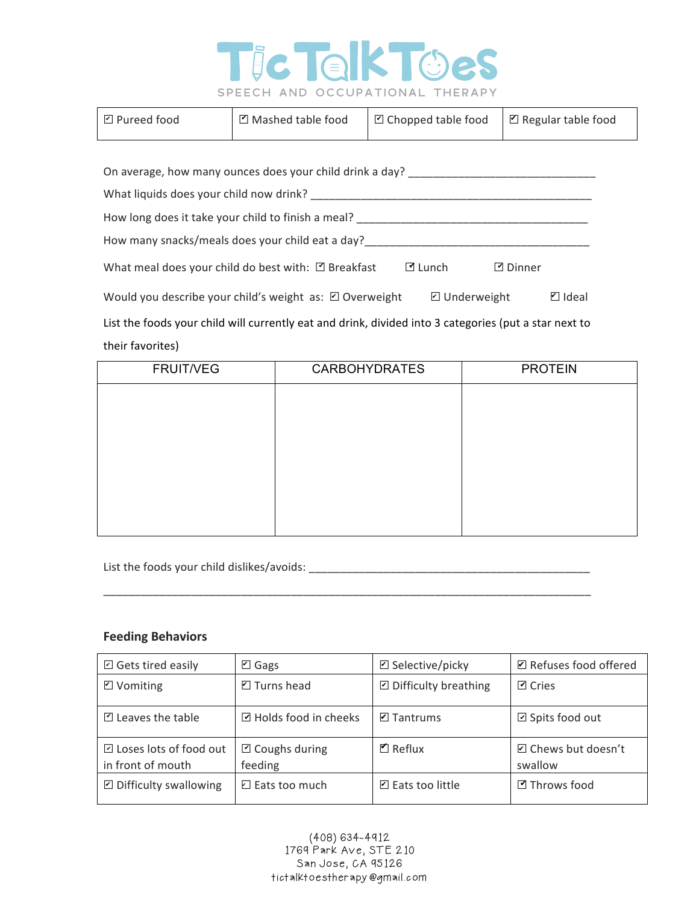# TicTalkToes

SPEECH AND OCCUPATIONAL THERAPY

| ☑ Pureed food | ☑ Mashed table food | ☑ Chopped table food | ☑ Regular table food |
|---|---|---|---|

On average, how many ounces does your child drink a day? ______________________________

What liquids does your child now drink? ______________________________________________

How long does it take your child to finish a meal? _____________________________________

How many snacks/meals does your child eat a day?_____________________________________

What meal does your child do best with: ☑ Breakfast ☑ Lunch ☑ Dinner

Would you describe your child's weight as: ☑ Overweight ☑ Underweight ☑ Ideal

List the foods your child will currently eat and drink, divided into 3 categories (put a star next to their favorites)

| FRUIT/VEG | CARBOHYDRATES | PROTEIN |
|---|---|---|
| | | |

List the foods your child dislikes/avoids: _______________________________________________

_____________________________________________________________________________

**Feeding Behaviors**

| | | | |
|---|---|---|---|
| ☑ Gets tired easily | ☑ Gags | ☑ Selective/picky | ☑ Refuses food offered |
| ☑ Vomiting | ☑ Turns head | ☑ Difficulty breathing | ☑ Cries |
| ☑ Leaves the table | ☑ Holds food in cheeks | ☑ Tantrums | ☑ Spits food out |
| ☑ Loses lots of food out in front of mouth | ☑ Coughs during feeding | ☑ Reflux | ☑ Chews but doesn't swallow |
| ☑ Difficulty swallowing | ☑ Eats too much | ☑ Eats too little | ☑ Throws food |

(408) 634-4912
1769 Park Ave, STE 210
San Jose, CA 95126
tictalktoestherapy@gmail.com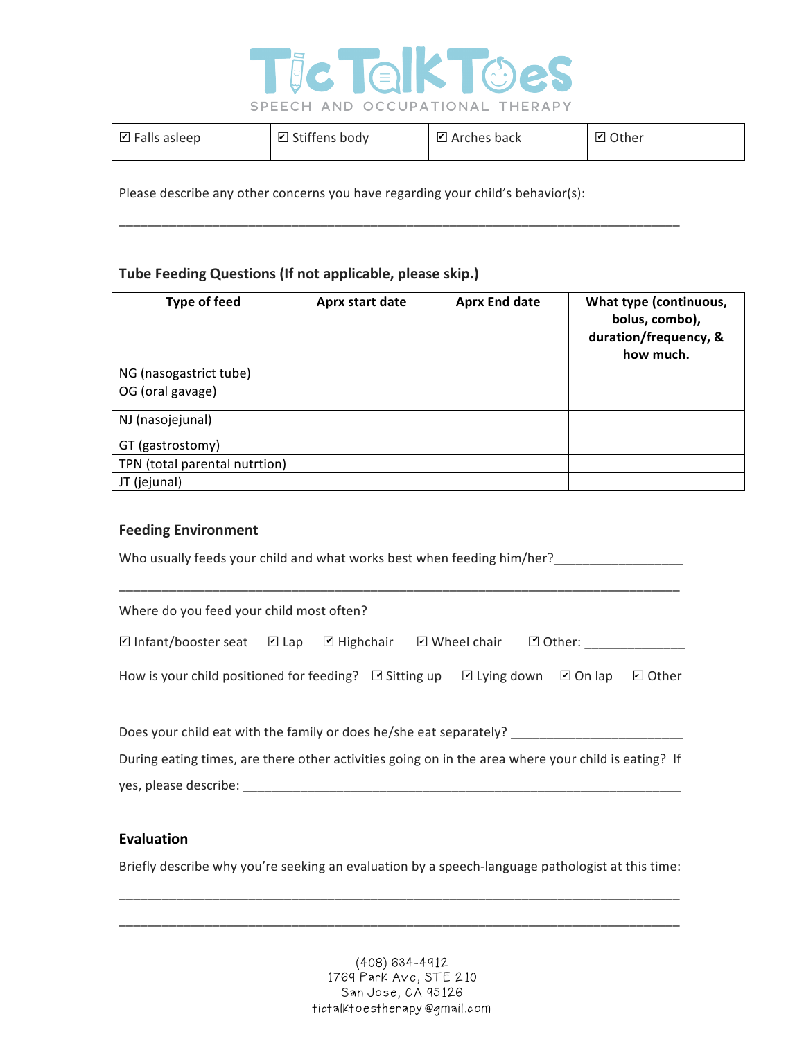| ☑ Falls asleep | ☑ Stiffens body | ☑ Arches back | ☑ Other |
|---|---|---|---|

Please describe any other concerns you have regarding your child's behavior(s):

_____________________________________________________________________________

### Tube Feeding Questions (If not applicable, please skip.)

| Type of feed | Aprx start date | Aprx End date | What type (continuous, bolus, combo), duration/frequency, & how much. |
|---|---|---|---|
| NG (nasogastrict tube) | | | |
| OG (oral gavage) | | | |
| NJ (nasojejunal) | | | |
| GT (gastrostomy) | | | |
| TPN (total parental nutrtion) | | | |
| JT (jejunal) | | | |

### Feeding Environment

Who usually feeds your child and what works best when feeding him/her?__________________

_____________________________________________________________________________

Where do you feed your child most often?

☑ Infant/booster seat ☑ Lap ☑ Highchair ☑ Wheel chair ☑ Other: ______________

How is your child positioned for feeding? ☑ Sitting up ☑ Lying down ☑ On lap ☑ Other

Does your child eat with the family or does he/she eat separately? ________________________

During eating times, are there other activities going on in the area where your child is eating? If yes, please describe: _______________________________________________________________

### Evaluation

Briefly describe why you're seeking an evaluation by a speech-language pathologist at this time:

_____________________________________________________________________________

_____________________________________________________________________________

(408) 634-4912
1769 Park Ave, STE 210
San Jose, CA 95126
tictalktoestherapy@gmail.com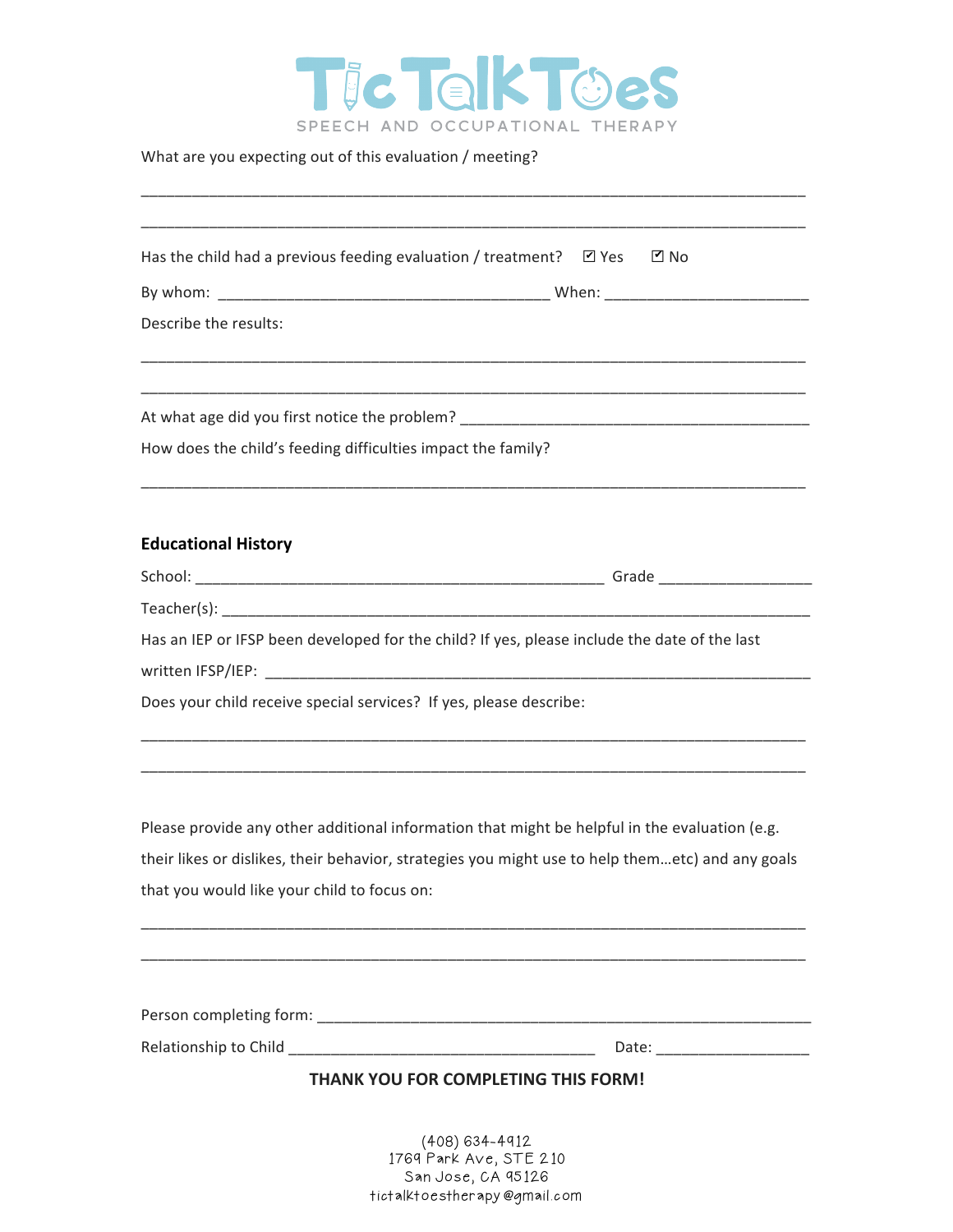# TicTalkToes

SPEECH AND OCCUPATIONAL THERAPY

What are you expecting out of this evaluation / meeting?

_______________________________________________________________________________

_______________________________________________________________________________

Has the child had a previous feeding evaluation / treatment? ☑ Yes ☑ No

By whom: _______________________________________ When: ________________________

Describe the results:

_______________________________________________________________________________

_______________________________________________________________________________

At what age did you first notice the problem? ________________________________________

How does the child's feeding difficulties impact the family?

_______________________________________________________________________________

**Educational History**

School: ________________________________________________ Grade _________________

Teacher(s): _____________________________________________________________________

Has an IEP or IFSP been developed for the child? If yes, please include the date of the last written IFSP/IEP: _________________________________________________________________

Does your child receive special services? If yes, please describe:

_______________________________________________________________________________

_______________________________________________________________________________

Please provide any other additional information that might be helpful in the evaluation (e.g. their likes or dislikes, their behavior, strategies you might use to help them…etc) and any goals that you would like your child to focus on:

_______________________________________________________________________________

_______________________________________________________________________________

Person completing form: _____________________________________________________________

Relationship to Child ____________________________________ Date: __________________

**THANK YOU FOR COMPLETING THIS FORM!**

(408) 634-4912
1769 Park Ave, STE 210
San Jose, CA 95126
tictalktoestherapy@gmail.com